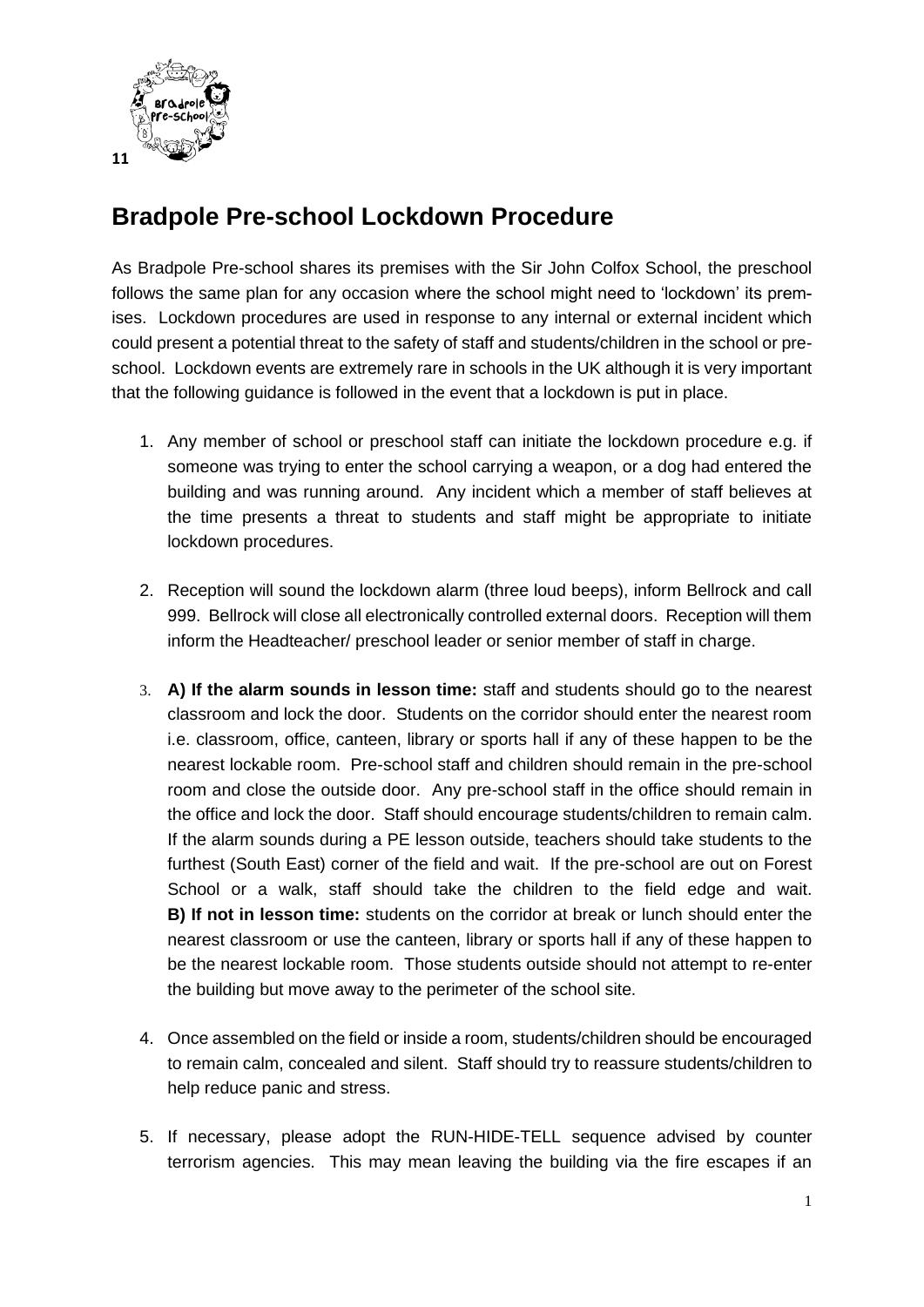# Bradpole Pre-school Lockdown Procedure

As Bradpole Pre-school shares its premises with the Sir John Colfox School, the preschool follows the same plan for any occasion where the school might need to 'lockdown' its premises. Lockdown procedures are used in response to any internal or external incident which could present a potential threat to the safety of staff and students/children in the school or pre-school. Lockdown events are extremely rare in schools in the UK although it is very important that the following guidance is followed in the event that a lockdown is put in place.

1. Any member of school or preschool staff can initiate the lockdown procedure e.g. if someone was trying to enter the school carrying a weapon, or a dog had entered the building and was running around. Any incident which a member of staff believes at the time presents a threat to students and staff might be appropriate to initiate lockdown procedures.

2. Reception will sound the lockdown alarm (three loud beeps), inform Bellrock and call 999. Bellrock will close all electronically controlled external doors. Reception will them inform the Headteacher/ preschool leader or senior member of staff in charge.

3. **A) If the alarm sounds in lesson time:** staff and students should go to the nearest classroom and lock the door. Students on the corridor should enter the nearest room i.e. classroom, office, canteen, library or sports hall if any of these happen to be the nearest lockable room. Pre-school staff and children should remain in the pre-school room and close the outside door. Any pre-school staff in the office should remain in the office and lock the door. Staff should encourage students/children to remain calm. If the alarm sounds during a PE lesson outside, teachers should take students to the furthest (South East) corner of the field and wait. If the pre-school are out on Forest School or a walk, staff should take the children to the field edge and wait. **B) If not in lesson time:** students on the corridor at break or lunch should enter the nearest classroom or use the canteen, library or sports hall if any of these happen to be the nearest lockable room. Those students outside should not attempt to re-enter the building but move away to the perimeter of the school site.

4. Once assembled on the field or inside a room, students/children should be encouraged to remain calm, concealed and silent. Staff should try to reassure students/children to help reduce panic and stress.

5. If necessary, please adopt the RUN-HIDE-TELL sequence advised by counter terrorism agencies. This may mean leaving the building via the fire escapes if an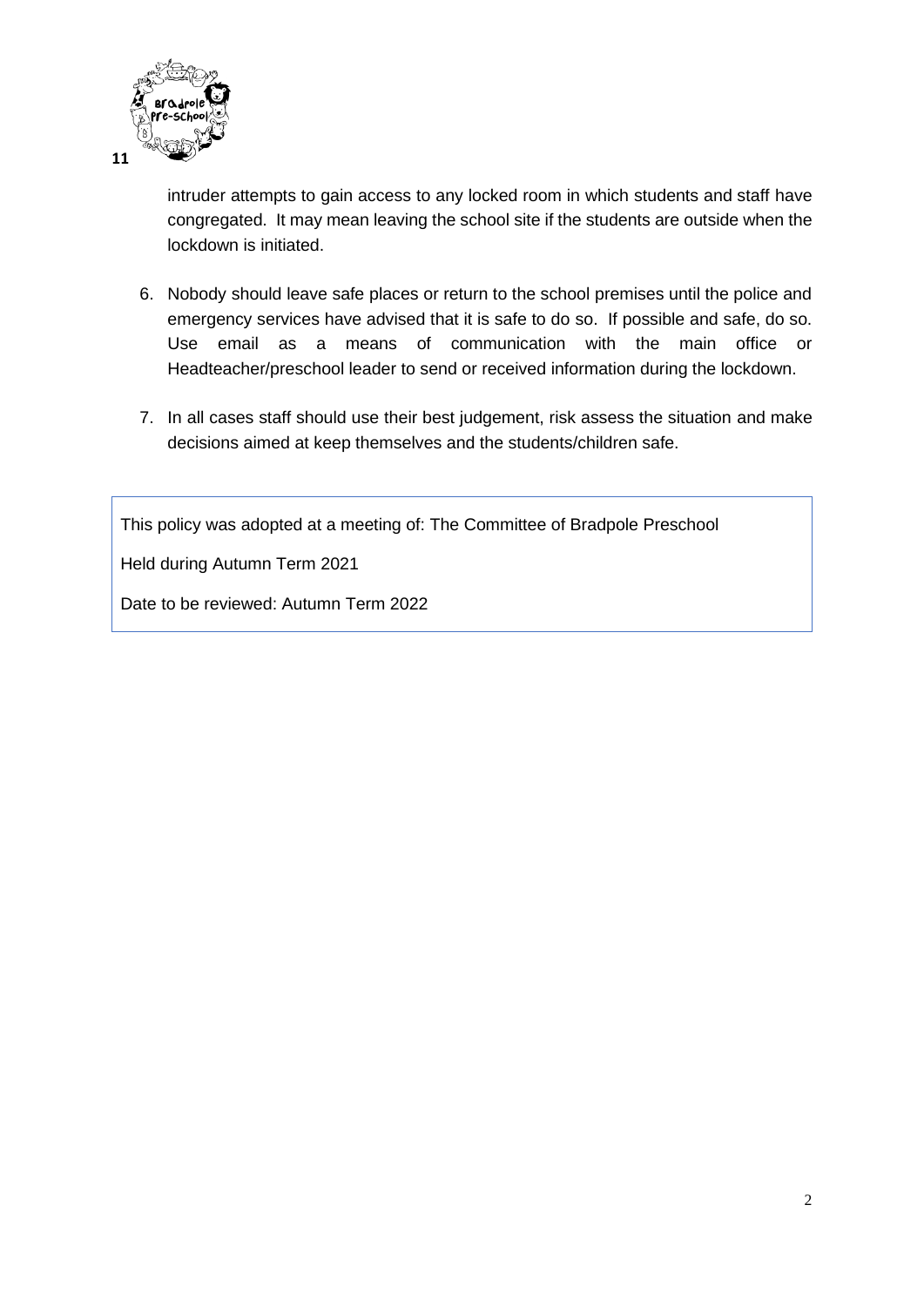intruder attempts to gain access to any locked room in which students and staff have congregated. It may mean leaving the school site if the students are outside when the lockdown is initiated.

6. Nobody should leave safe places or return to the school premises until the police and emergency services have advised that it is safe to do so. If possible and safe, do so. Use email as a means of communication with the main office or Headteacher/preschool leader to send or received information during the lockdown.

7. In all cases staff should use their best judgement, risk assess the situation and make decisions aimed at keep themselves and the students/children safe.

This policy was adopted at a meeting of: The Committee of Bradpole Preschool

Held during Autumn Term 2021

Date to be reviewed: Autumn Term 2022